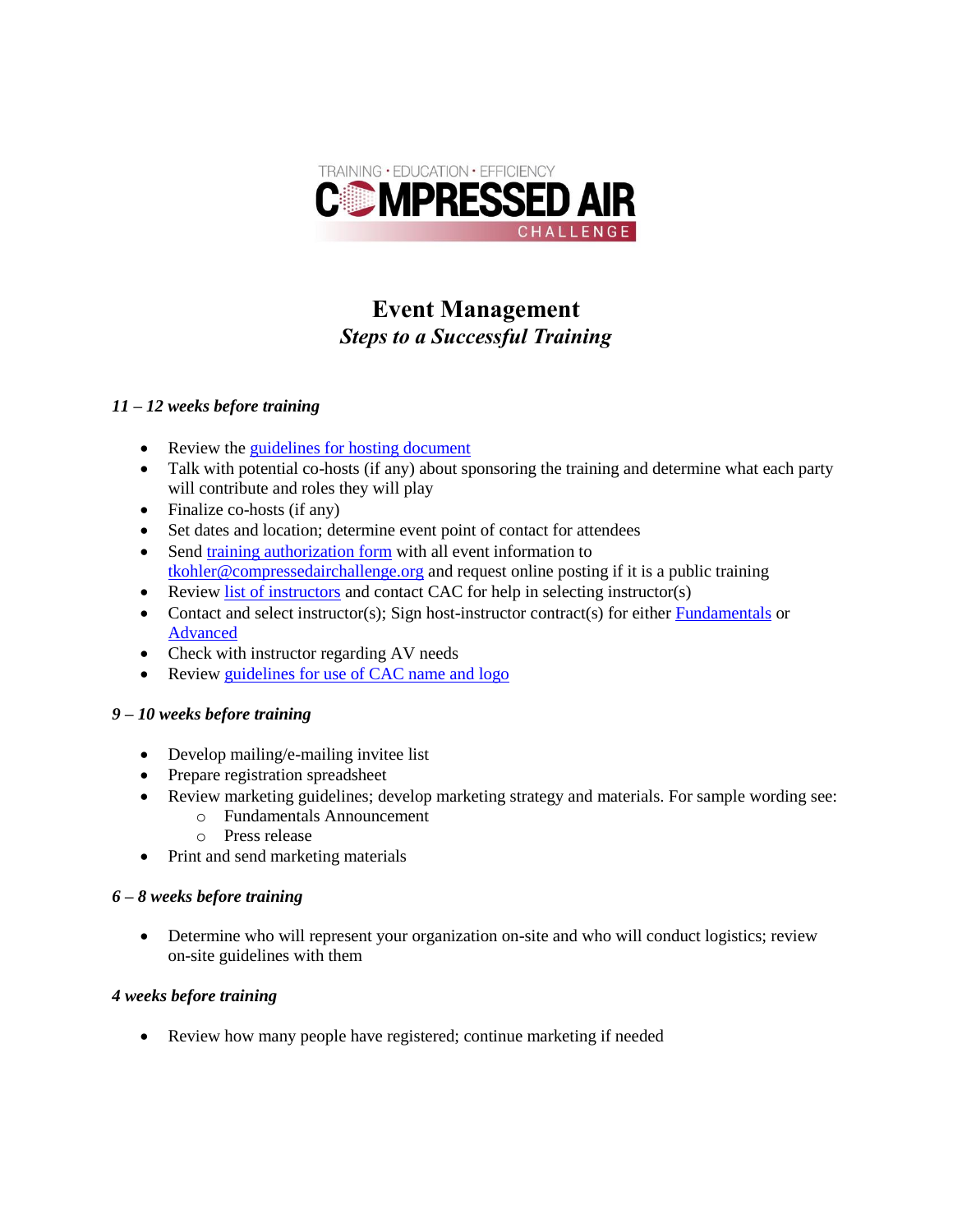# Event Management

## *Steps to a Successful Training*

### *11 – 12 weeks before training*

- Review the guidelines for hosting document
- Talk with potential co-hosts (if any) about sponsoring the training and determine what each party will contribute and roles they will play
- Finalize co-hosts (if any)
- Set dates and location; determine event point of contact for attendees
- Send training authorization form with all event information to tkohler@compressedairchallenge.org and request online posting if it is a public training
- Review list of instructors and contact CAC for help in selecting instructor(s)
- Contact and select instructor(s); Sign host-instructor contract(s) for either Fundamentals or Advanced
- Check with instructor regarding AV needs
- Review guidelines for use of CAC name and logo

### *9 – 10 weeks before training*

- Develop mailing/e-mailing invitee list
- Prepare registration spreadsheet
- Review marketing guidelines; develop marketing strategy and materials. For sample wording see:
  - Fundamentals Announcement
  - Press release
- Print and send marketing materials

### *6 – 8 weeks before training*

- Determine who will represent your organization on-site and who will conduct logistics; review on-site guidelines with them

### *4 weeks before training*

- Review how many people have registered; continue marketing if needed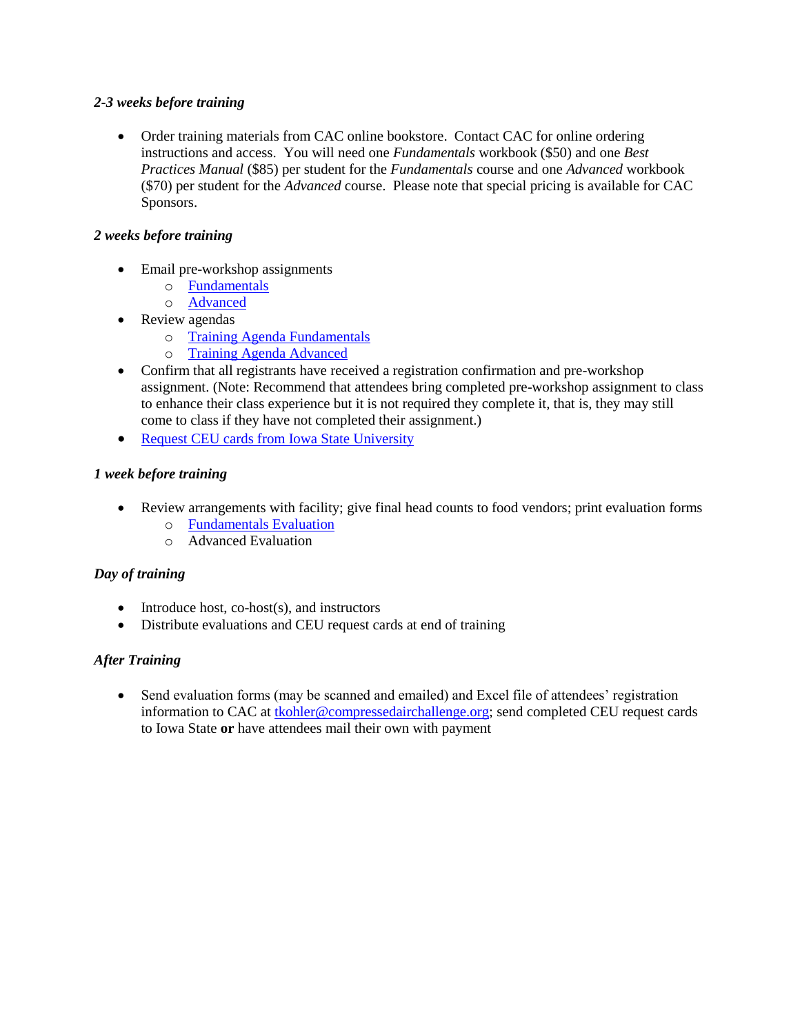***2-3 weeks before training***

- Order training materials from CAC online bookstore. Contact CAC for online ordering instructions and access. You will need one *Fundamentals* workbook ($50) and one *Best Practices Manual* ($85) per student for the *Fundamentals* course and one *Advanced* workbook ($70) per student for the *Advanced* course. Please note that special pricing is available for CAC Sponsors.

***2 weeks before training***

- Email pre-workshop assignments
  - Fundamentals
  - Advanced
- Review agendas
  - Training Agenda Fundamentals
  - Training Agenda Advanced
- Confirm that all registrants have received a registration confirmation and pre-workshop assignment. (Note: Recommend that attendees bring completed pre-workshop assignment to class to enhance their class experience but it is not required they complete it, that is, they may still come to class if they have not completed their assignment.)
- Request CEU cards from Iowa State University

***1 week before training***

- Review arrangements with facility; give final head counts to food vendors; print evaluation forms
  - Fundamentals Evaluation
  - Advanced Evaluation

***Day of training***

- Introduce host, co-host(s), and instructors
- Distribute evaluations and CEU request cards at end of training

***After Training***

- Send evaluation forms (may be scanned and emailed) and Excel file of attendees' registration information to CAC at tkohler@compressedairchallenge.org; send completed CEU request cards to Iowa State **or** have attendees mail their own with payment